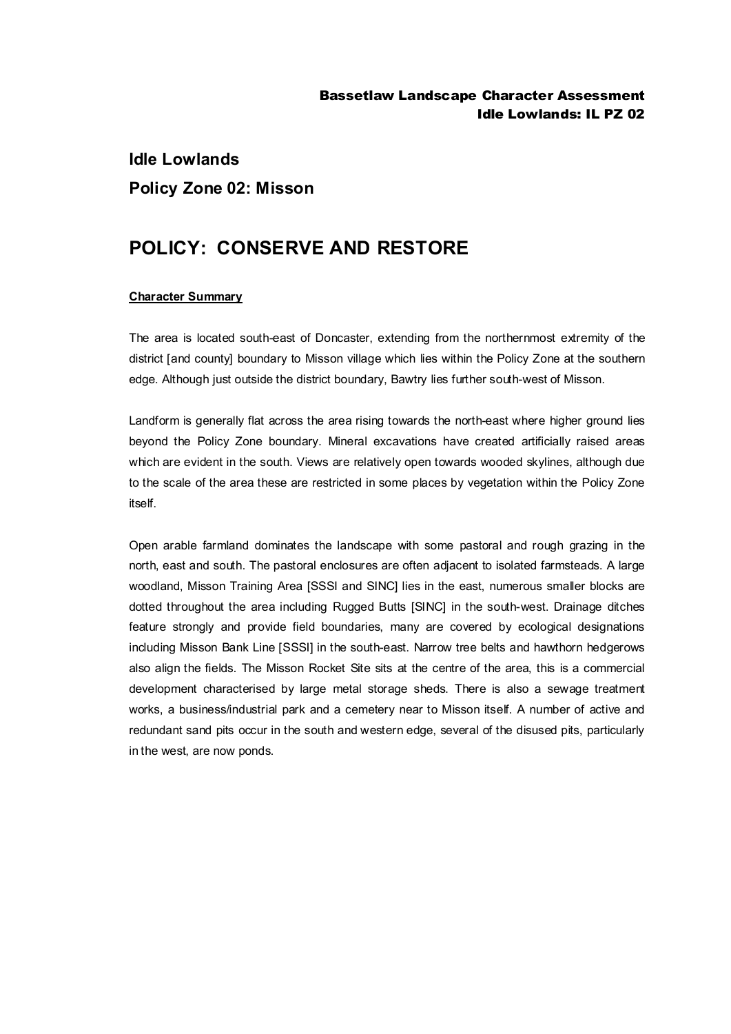# Idle Lowlands

## Policy Zone 02: Misson

# POLICY: CONSERVE AND RESTORE

**Character Summary**

The area is located south-east of Doncaster, extending from the northernmost extremity of the district [and county] boundary to Misson village which lies within the Policy Zone at the southern edge. Although just outside the district boundary, Bawtry lies further south-west of Misson.

Landform is generally flat across the area rising towards the north-east where higher ground lies beyond the Policy Zone boundary. Mineral excavations have created artificially raised areas which are evident in the south. Views are relatively open towards wooded skylines, although due to the scale of the area these are restricted in some places by vegetation within the Policy Zone itself.

Open arable farmland dominates the landscape with some pastoral and rough grazing in the north, east and south. The pastoral enclosures are often adjacent to isolated farmsteads. A large woodland, Misson Training Area [SSSI and SINC] lies in the east, numerous smaller blocks are dotted throughout the area including Rugged Butts [SINC] in the south-west. Drainage ditches feature strongly and provide field boundaries, many are covered by ecological designations including Misson Bank Line [SSSI] in the south-east. Narrow tree belts and hawthorn hedgerows also align the fields. The Misson Rocket Site sits at the centre of the area, this is a commercial development characterised by large metal storage sheds. There is also a sewage treatment works, a business/industrial park and a cemetery near to Misson itself. A number of active and redundant sand pits occur in the south and western edge, several of the disused pits, particularly in the west, are now ponds.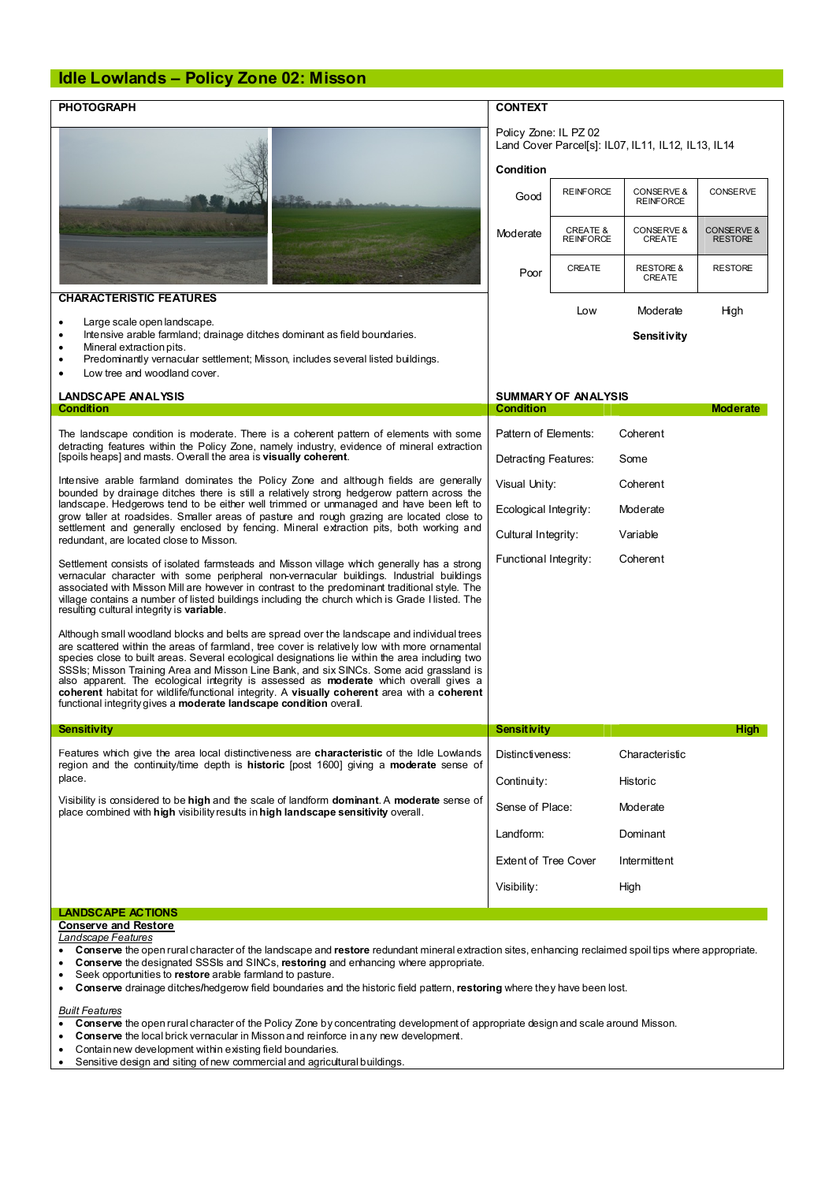# Idle Lowlands – Policy Zone 02: Misson

## PHOTOGRAPH

## CONTEXT

Policy Zone: IL PZ 02
Land Cover Parcel[s]: IL07, IL11, IL12, IL13, IL14

**Condition**

| | | | |
|---|---|---|---|
| Good | REINFORCE | CONSERVE & REINFORCE | CONSERVE |
| Moderate | CREATE & REINFORCE | CONSERVE & CREATE | CONSERVE & RESTORE |
| Poor | CREATE | RESTORE & CREATE | RESTORE |
| | Low | Moderate | High |

**Sensitivity**

## CHARACTERISTIC FEATURES

- Large scale open landscape.
- Intensive arable farmland; drainage ditches dominant as field boundaries.
- Mineral extraction pits.
- Predominantly vernacular settlement; Misson, includes several listed buildings.
- Low tree and woodland cover.

## LANDSCAPE ANALYSIS

### Condition

The landscape condition is moderate. There is a coherent pattern of elements with some detracting features within the Policy Zone, namely industry, evidence of mineral extraction [spoils heaps] and masts. Overall the area is **visually coherent**.

Intensive arable farmland dominates the Policy Zone and although fields are generally bounded by drainage ditches there is still a relatively strong hedgerow pattern across the landscape. Hedgerows tend to be either well trimmed or unmanaged and have been left to grow taller at roadsides. Smaller areas of pasture and rough grazing are located close to settlement and generally enclosed by fencing. Mineral extraction pits, both working and redundant, are located close to Misson.

Settlement consists of isolated farmsteads and Misson village which generally has a strong vernacular character with some peripheral non-vernacular buildings. Industrial buildings associated with Misson Mill are however in contrast to the predominant traditional style. The village contains a number of listed buildings including the church which is Grade I listed. The resulting cultural integrity is **variable**.

Although small woodland blocks and belts are spread over the landscape and individual trees are scattered within the areas of farmland, tree cover is relatively low with more ornamental species close to built areas. Several ecological designations lie within the area including two SSSIs; Misson Training Area and Misson Line Bank, and six SINCs. Some acid grassland is also apparent. The ecological integrity is assessed as **moderate** which overall gives a **coherent** habitat for wildlife/functional integrity. A **visually coherent** area with a **coherent** functional integrity gives a **moderate landscape condition** overall.

### Sensitivity

Features which give the area local distinctiveness are **characteristic** of the Idle Lowlands region and the continuity/time depth is **historic** [post 1600] giving a **moderate** sense of place.

Visibility is considered to be **high** and the scale of landform **dominant**. A **moderate** sense of place combined with **high** visibility results in **high landscape sensitivity** overall.

## SUMMARY OF ANALYSIS

**Condition** — **Moderate**

| | |
|---|---|
| Pattern of Elements: | Coherent |
| Detracting Features: | Some |
| Visual Unity: | Coherent |
| Ecological Integrity: | Moderate |
| Cultural Integrity: | Variable |
| Functional Integrity: | Coherent |

**Sensitivity** — **High**

| | |
|---|---|
| Distinctiveness: | Characteristic |
| Continuity: | Historic |
| Sense of Place: | Moderate |
| Landform: | Dominant |
| Extent of Tree Cover | Intermittent |
| Visibility: | High |

## LANDSCAPE ACTIONS

### Conserve and Restore

*Landscape Features*

- **Conserve** the open rural character of the landscape and **restore** redundant mineral extraction sites, enhancing reclaimed spoil tips where appropriate.
- **Conserve** the designated SSSIs and SINCs, **restoring** and enhancing where appropriate.
- Seek opportunities to **restore** arable farmland to pasture.
- **Conserve** drainage ditches/hedgerow field boundaries and the historic field pattern, **restoring** where they have been lost.

*Built Features*

- **Conserve** the open rural character of the Policy Zone by concentrating development of appropriate design and scale around Misson.
- **Conserve** the local brick vernacular in Misson and reinforce in any new development.
- Contain new development within existing field boundaries.
- Sensitive design and siting of new commercial and agricultural buildings.